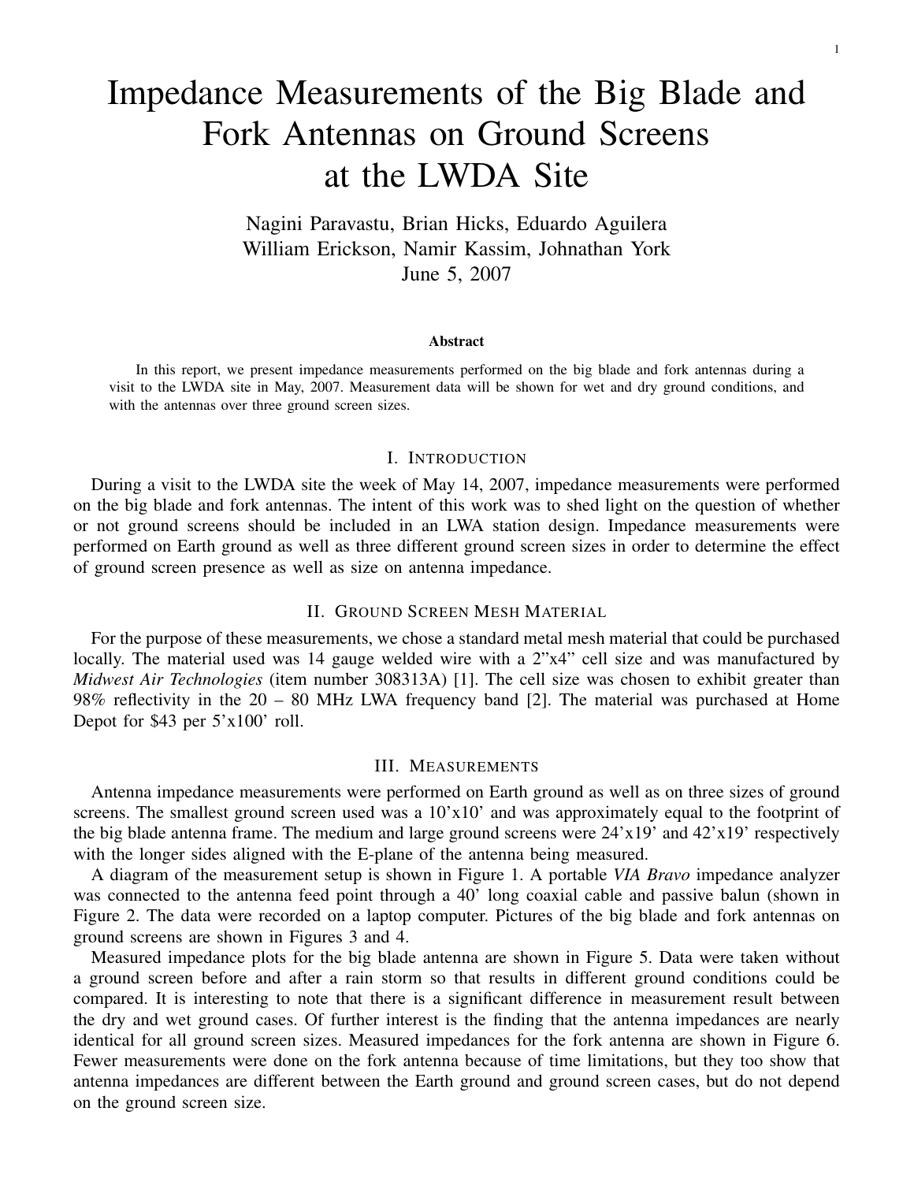# Impedance Measurements of the Big Blade and Fork Antennas on Ground Screens at the LWDA Site

Nagini Paravastu, Brian Hicks, Eduardo Aguilera
William Erickson, Namir Kassim, Johnathan York
June 5, 2007

**Abstract**

In this report, we present impedance measurements performed on the big blade and fork antennas during a visit to the LWDA site in May, 2007. Measurement data will be shown for wet and dry ground conditions, and with the antennas over three ground screen sizes.

## I. Introduction

During a visit to the LWDA site the week of May 14, 2007, impedance measurements were performed on the big blade and fork antennas. The intent of this work was to shed light on the question of whether or not ground screens should be included in an LWA station design. Impedance measurements were performed on Earth ground as well as three different ground screen sizes in order to determine the effect of ground screen presence as well as size on antenna impedance.

## II. Ground Screen Mesh Material

For the purpose of these measurements, we chose a standard metal mesh material that could be purchased locally. The material used was 14 gauge welded wire with a 2"x4" cell size and was manufactured by *Midwest Air Technologies* (item number 308313A) [1]. The cell size was chosen to exhibit greater than 98% reflectivity in the 20 – 80 MHz LWA frequency band [2]. The material was purchased at Home Depot for $43 per 5'x100' roll.

## III. Measurements

Antenna impedance measurements were performed on Earth ground as well as on three sizes of ground screens. The smallest ground screen used was a 10'x10' and was approximately equal to the footprint of the big blade antenna frame. The medium and large ground screens were 24'x19' and 42'x19' respectively with the longer sides aligned with the E-plane of the antenna being measured.

A diagram of the measurement setup is shown in Figure 1. A portable *VIA Bravo* impedance analyzer was connected to the antenna feed point through a 40' long coaxial cable and passive balun (shown in Figure 2. The data were recorded on a laptop computer. Pictures of the big blade and fork antennas on ground screens are shown in Figures 3 and 4.

Measured impedance plots for the big blade antenna are shown in Figure 5. Data were taken without a ground screen before and after a rain storm so that results in different ground conditions could be compared. It is interesting to note that there is a significant difference in measurement result between the dry and wet ground cases. Of further interest is the finding that the antenna impedances are nearly identical for all ground screen sizes. Measured impedances for the fork antenna are shown in Figure 6. Fewer measurements were done on the fork antenna because of time limitations, but they too show that antenna impedances are different between the Earth ground and ground screen cases, but do not depend on the ground screen size.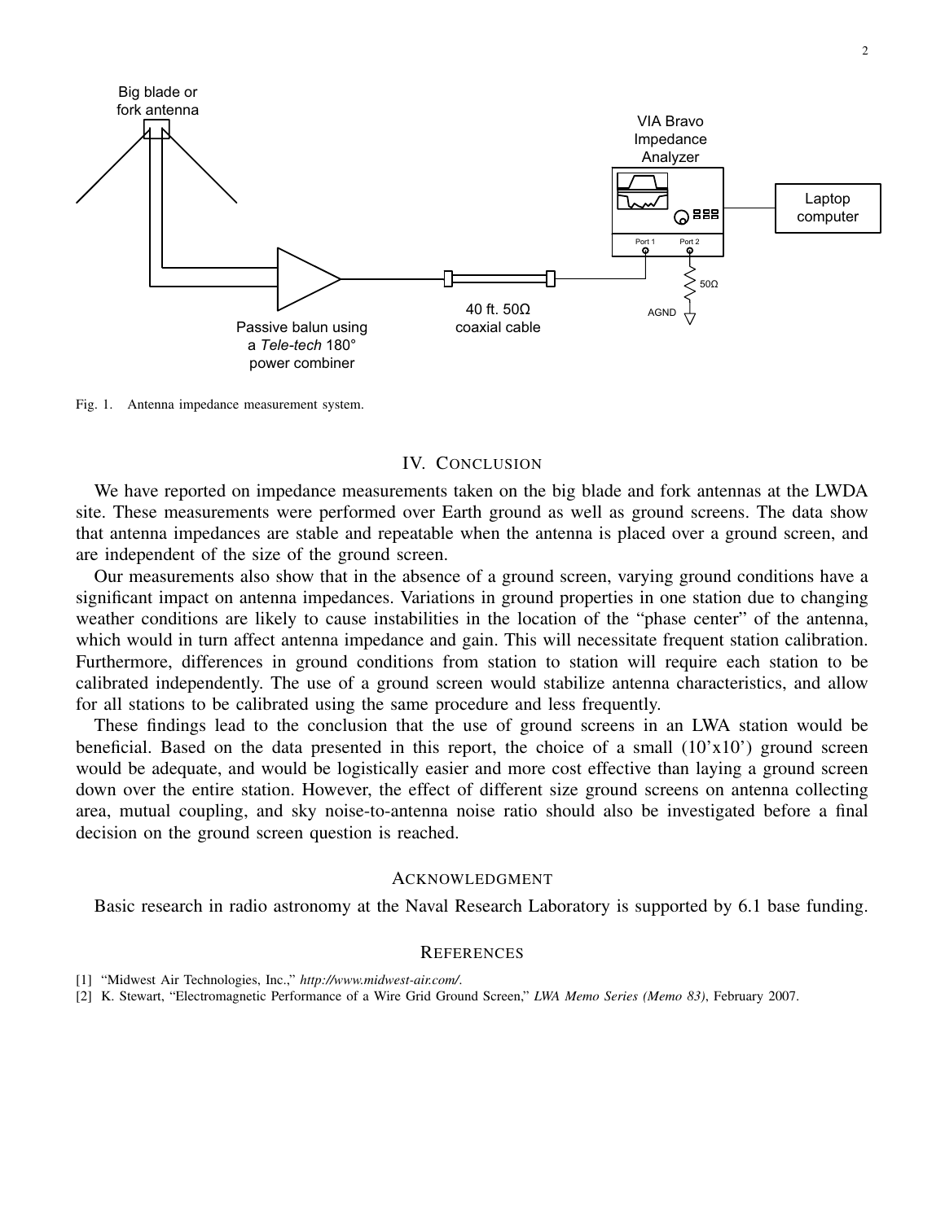Fig. 1. Antenna impedance measurement system.

## IV. Conclusion

We have reported on impedance measurements taken on the big blade and fork antennas at the LWDA site. These measurements were performed over Earth ground as well as ground screens. The data show that antenna impedances are stable and repeatable when the antenna is placed over a ground screen, and are independent of the size of the ground screen.

Our measurements also show that in the absence of a ground screen, varying ground conditions have a significant impact on antenna impedances. Variations in ground properties in one station due to changing weather conditions are likely to cause instabilities in the location of the "phase center" of the antenna, which would in turn affect antenna impedance and gain. This will necessitate frequent station calibration. Furthermore, differences in ground conditions from station to station will require each station to be calibrated independently. The use of a ground screen would stabilize antenna characteristics, and allow for all stations to be calibrated using the same procedure and less frequently.

These findings lead to the conclusion that the use of ground screens in an LWA station would be beneficial. Based on the data presented in this report, the choice of a small (10'x10') ground screen would be adequate, and would be logistically easier and more cost effective than laying a ground screen down over the entire station. However, the effect of different size ground screens on antenna collecting area, mutual coupling, and sky noise-to-antenna noise ratio should also be investigated before a final decision on the ground screen question is reached.

## Acknowledgment

Basic research in radio astronomy at the Naval Research Laboratory is supported by 6.1 base funding.

## References

[1] "Midwest Air Technologies, Inc.," *http://www.midwest-air.com/*.

[2] K. Stewart, "Electromagnetic Performance of a Wire Grid Ground Screen," *LWA Memo Series (Memo 83)*, February 2007.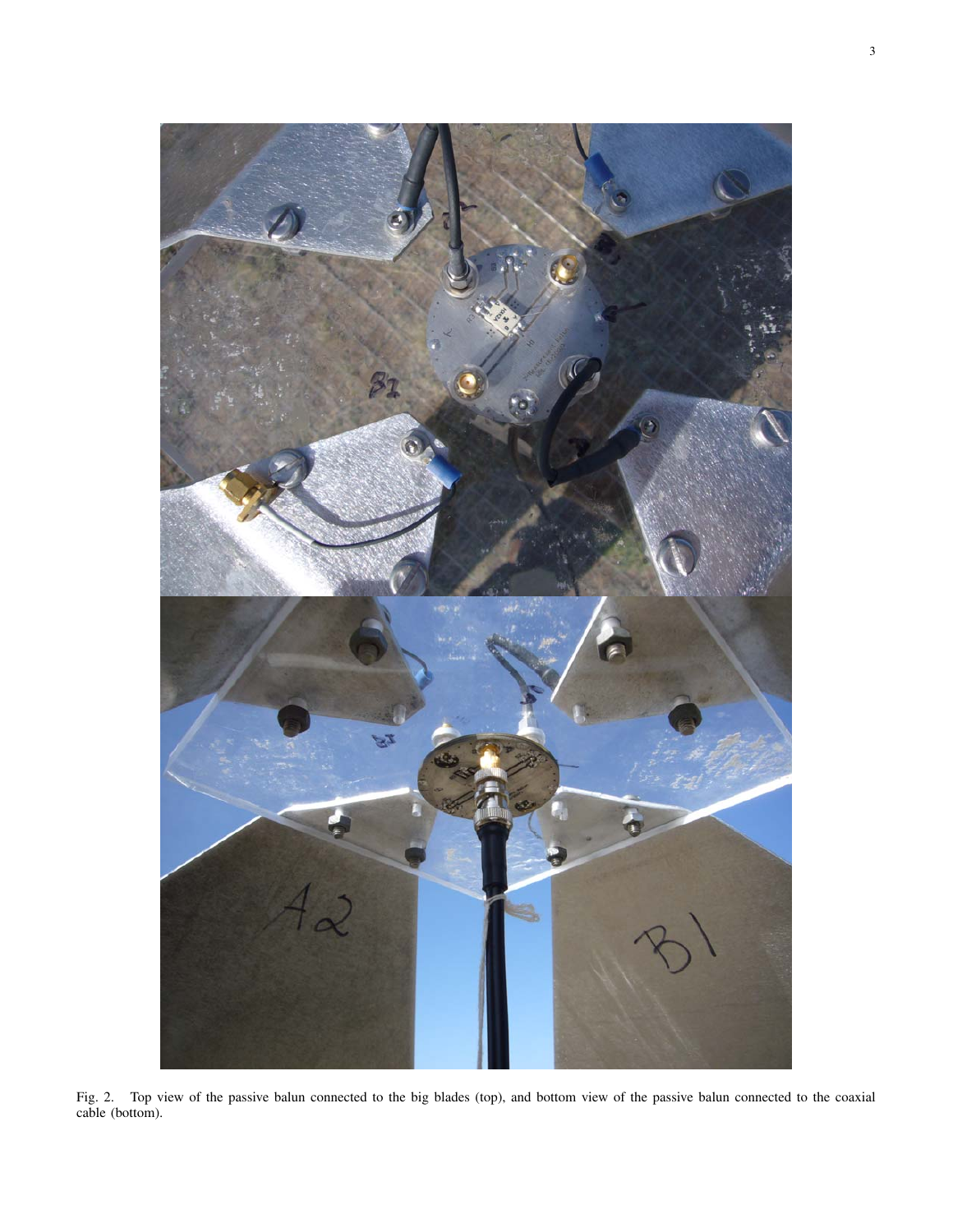Fig. 2. Top view of the passive balun connected to the big blades (top), and bottom view of the passive balun connected to the coaxial cable (bottom).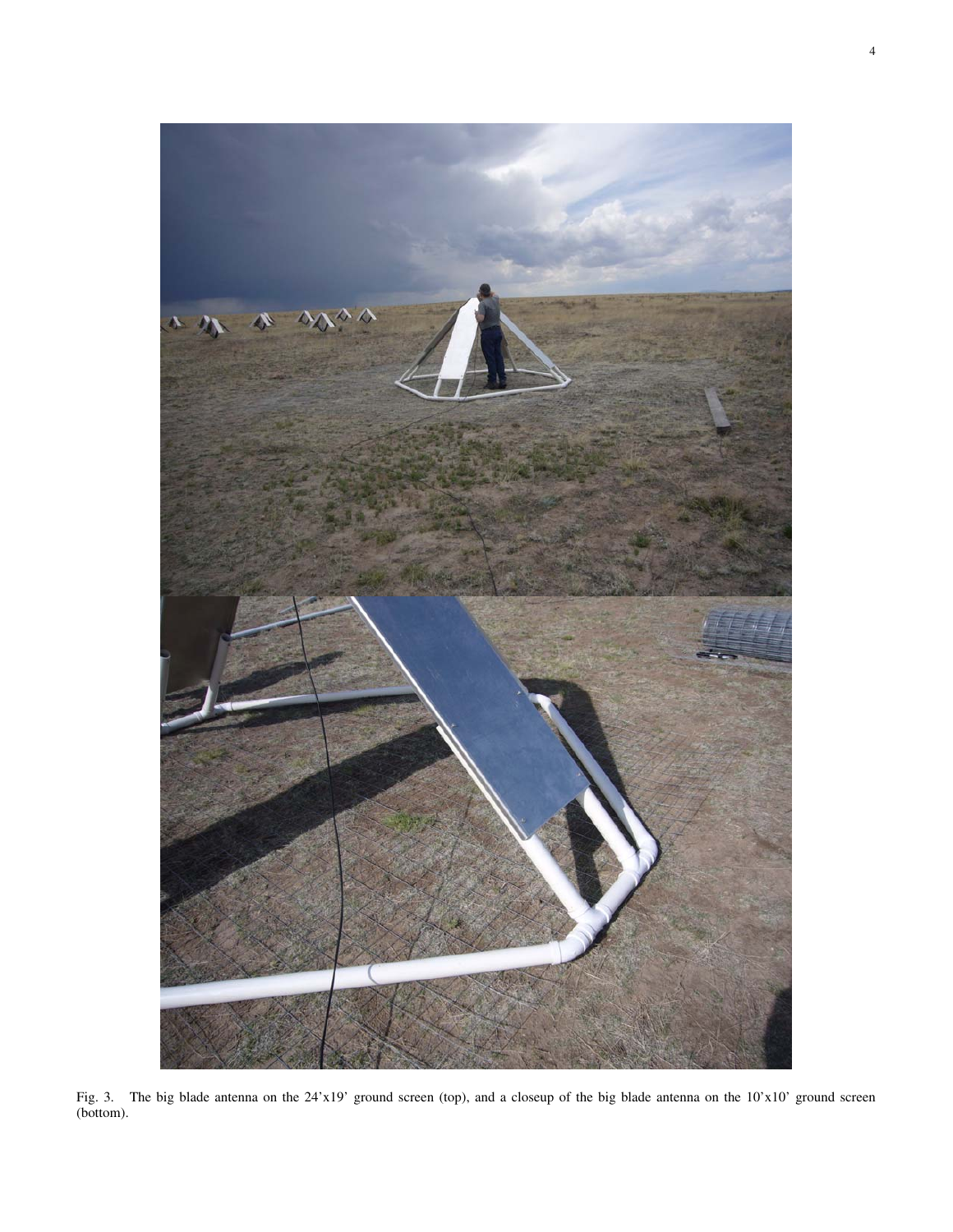Fig. 3. The big blade antenna on the 24'x19' ground screen (top), and a closeup of the big blade antenna on the 10'x10' ground screen (bottom).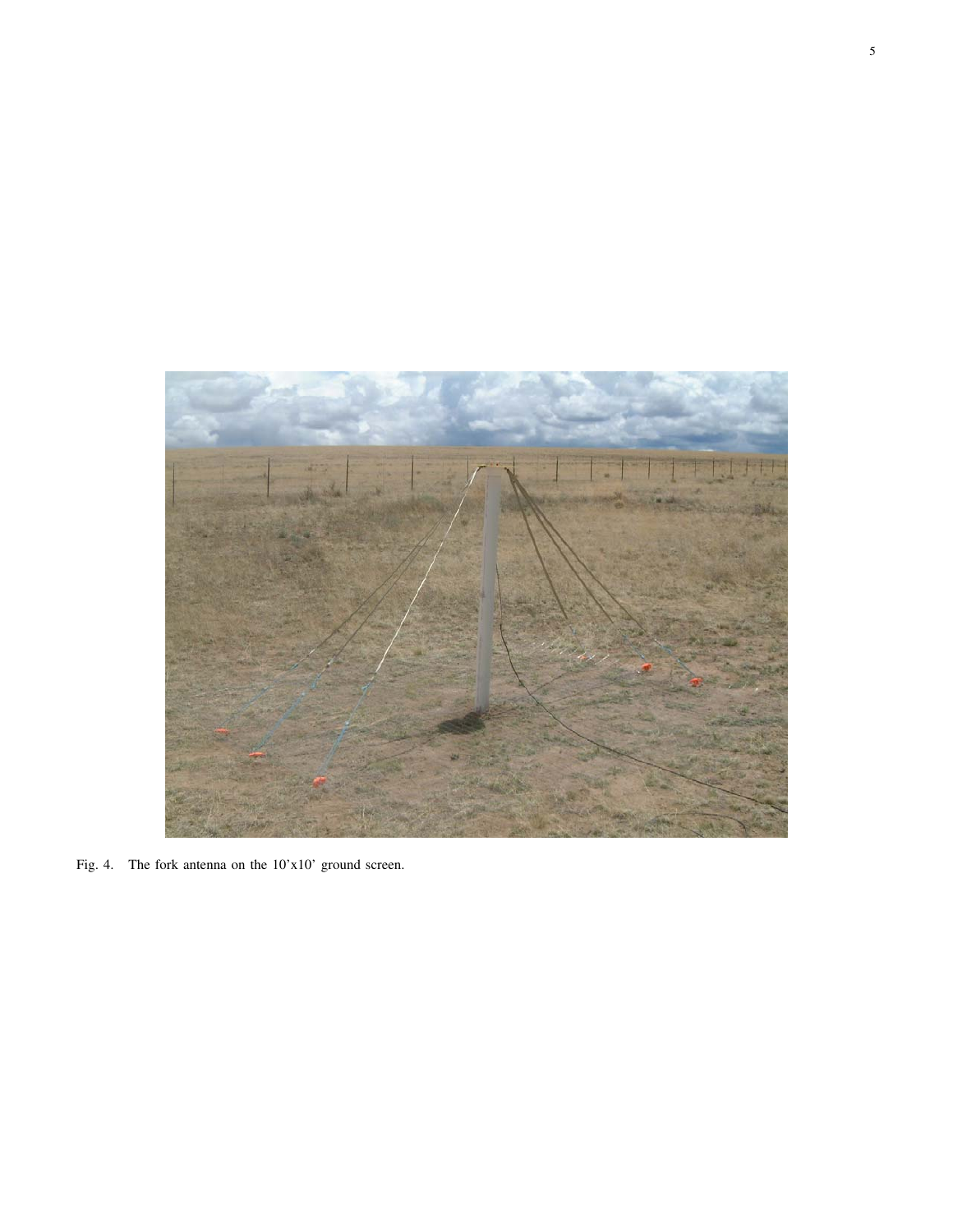Fig. 4. The fork antenna on the 10'x10' ground screen.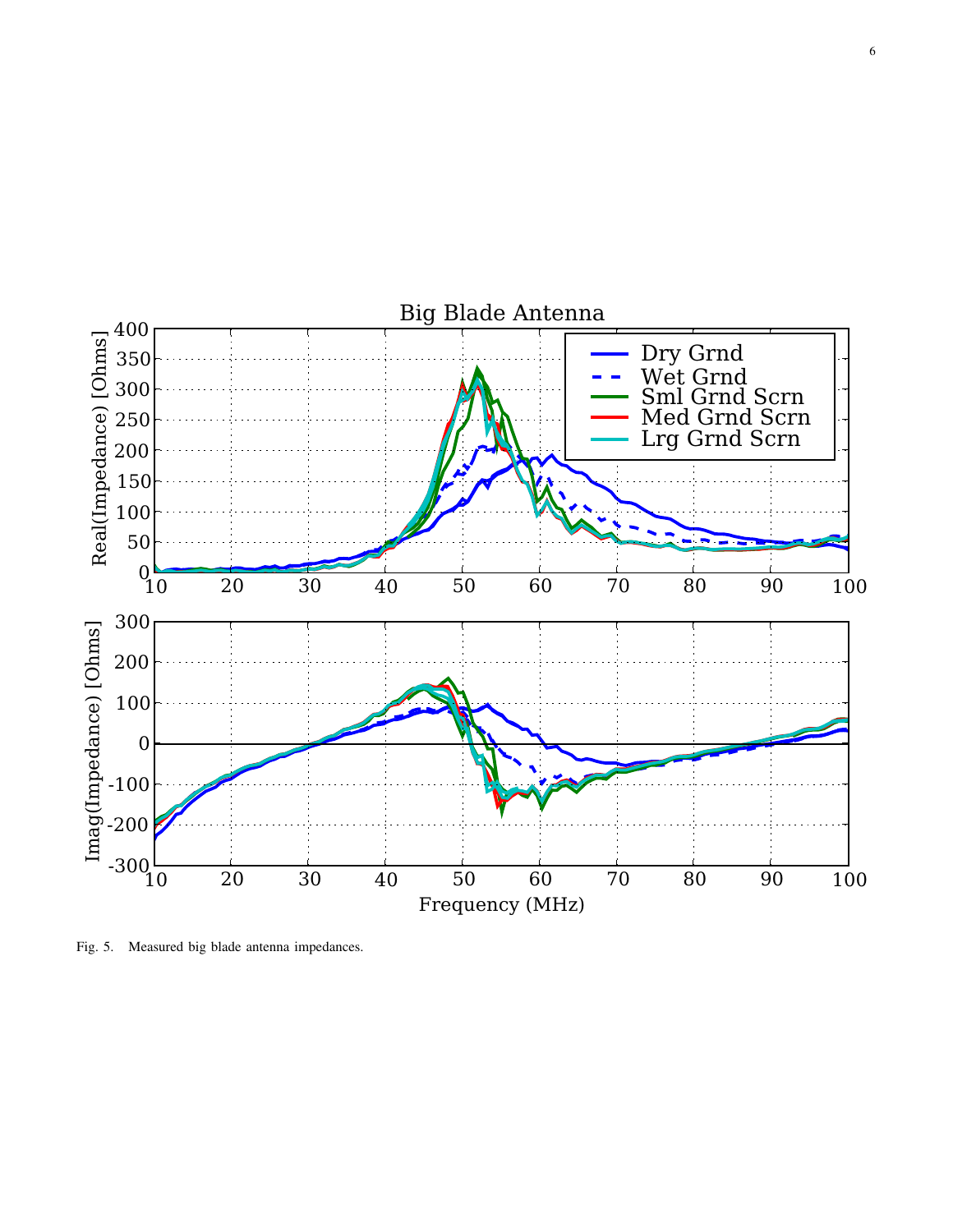Fig. 5. Measured big blade antenna impedances.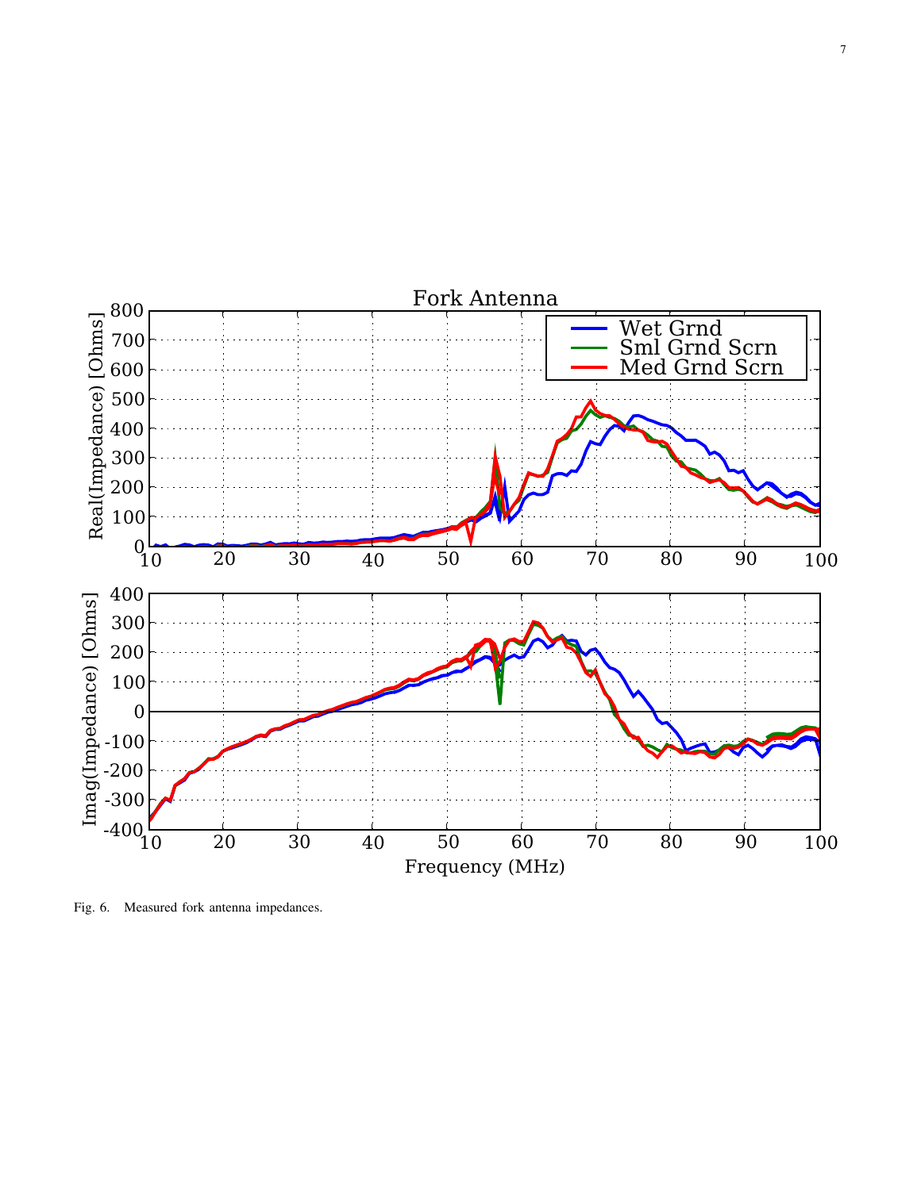Fork Antenna

Real(Impedance) [Ohms]

800
700
600
500
400
300
200
100
0

10 20 30 40 50 60 70 80 90 100

Wet Grnd
Sml Grnd Scrn
Med Grnd Scrn

Imag(Impedance) [Ohms]

400
300
200
100
0
-100
-200
-300
-400

10 20 30 40 50 60 70 80 90 100

Frequency (MHz)

Fig. 6. Measured fork antenna impedances.